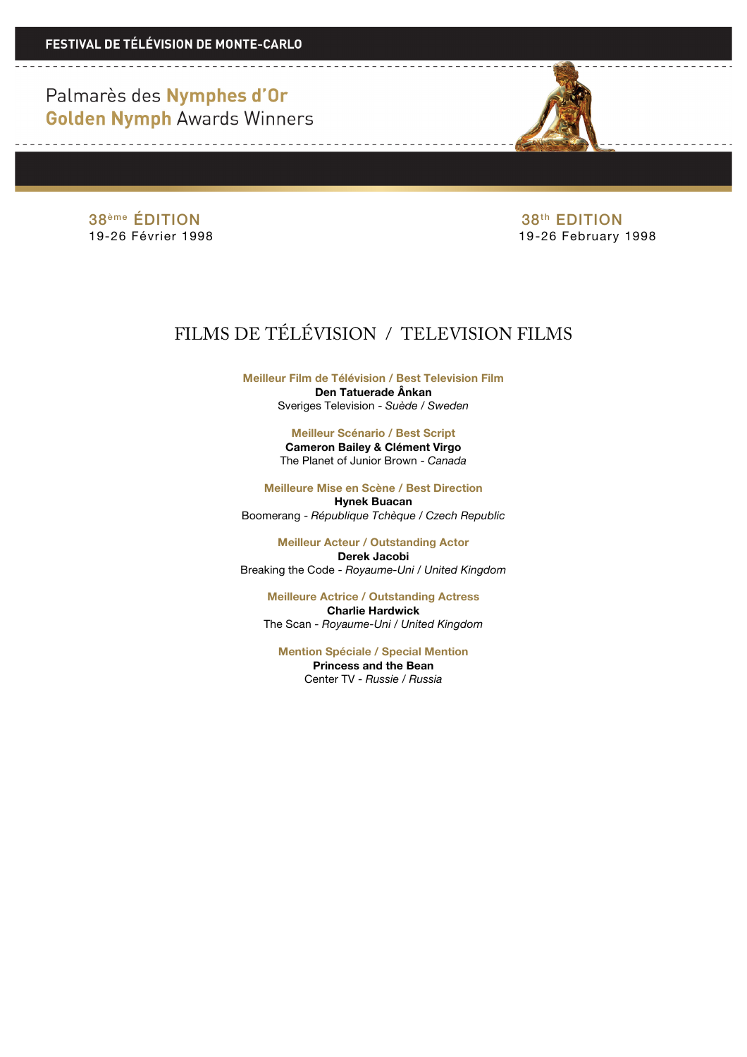**FESTIVAL DE TÉLÉVISION DE MONTE-CARLO**

# Palmarès des **Nymphes d'Or**
# **Golden Nymph** Awards Winners

38ème ÉDITION
19-26 Février 1998

38th EDITION
19-26 February 1998

## FILMS DE TÉLÉVISION / TELEVISION FILMS

**Meilleur Film de Télévision / Best Television Film**
**Den Tatuerade Ânkan**
Sveriges Television - *Suède / Sweden*

**Meilleur Scénario / Best Script**
**Cameron Bailey & Clément Virgo**
The Planet of Junior Brown - *Canada*

**Meilleure Mise en Scène / Best Direction**
**Hynek Buacan**
Boomerang - *République Tchèque / Czech Republic*

**Meilleur Acteur / Outstanding Actor**
**Derek Jacobi**
Breaking the Code - *Royaume-Uni / United Kingdom*

**Meilleure Actrice / Outstanding Actress**
**Charlie Hardwick**
The Scan - *Royaume-Uni / United Kingdom*

**Mention Spéciale / Special Mention**
**Princess and the Bean**
Center TV - *Russie / Russia*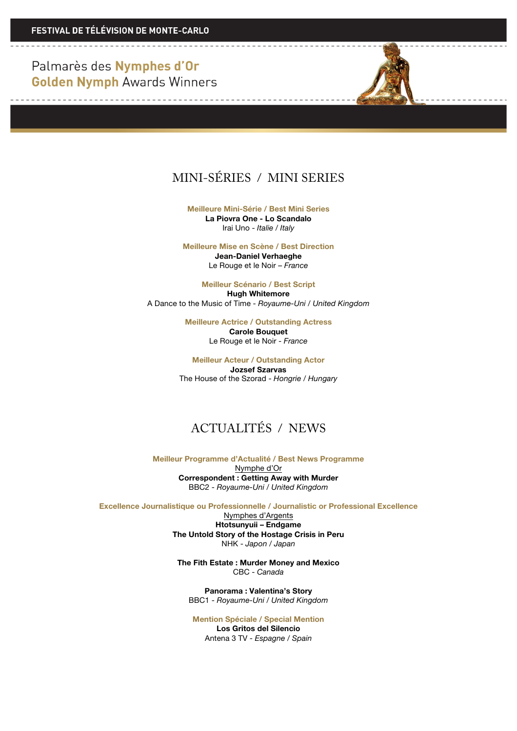FESTIVAL DE TÉLÉVISION DE MONTE-CARLO

Palmarès des **Nymphes d'Or**
**Golden Nymph** Awards Winners

## MINI-SÉRIES / MINI SERIES

**Meilleure Mini-Série / Best Mini Series**
**La Piovra One - Lo Scandalo**
Irai Uno - *Italie / Italy*

**Meilleure Mise en Scène / Best Direction**
**Jean-Daniel Verhaeghe**
Le Rouge et le Noir – *France*

**Meilleur Scénario / Best Script**
**Hugh Whitemore**
A Dance to the Music of Time - *Royaume-Uni / United Kingdom*

**Meilleure Actrice / Outstanding Actress**
**Carole Bouquet**
Le Rouge et le Noir - *France*

**Meilleur Acteur / Outstanding Actor**
**Jozsef Szarvas**
The House of the Szorad - *Hongrie / Hungary*

## ACTUALITÉS / NEWS

**Meilleur Programme d'Actualité / Best News Programme**
Nymphe d'Or
**Correspondent : Getting Away with Murder**
BBC2 - *Royaume-Uni / United Kingdom*

**Excellence Journalistique ou Professionnelle / Journalistic or Professional Excellence**
Nymphes d'Argents
**Htotsunyuii – Endgame**
**The Untold Story of the Hostage Crisis in Peru**
NHK - *Japon / Japan*

**The Fith Estate : Murder Money and Mexico**
CBC - *Canada*

**Panorama : Valentina's Story**
BBC1 - *Royaume-Uni / United Kingdom*

**Mention Spéciale / Special Mention**
**Los Gritos del Silencio**
Antena 3 TV - *Espagne / Spain*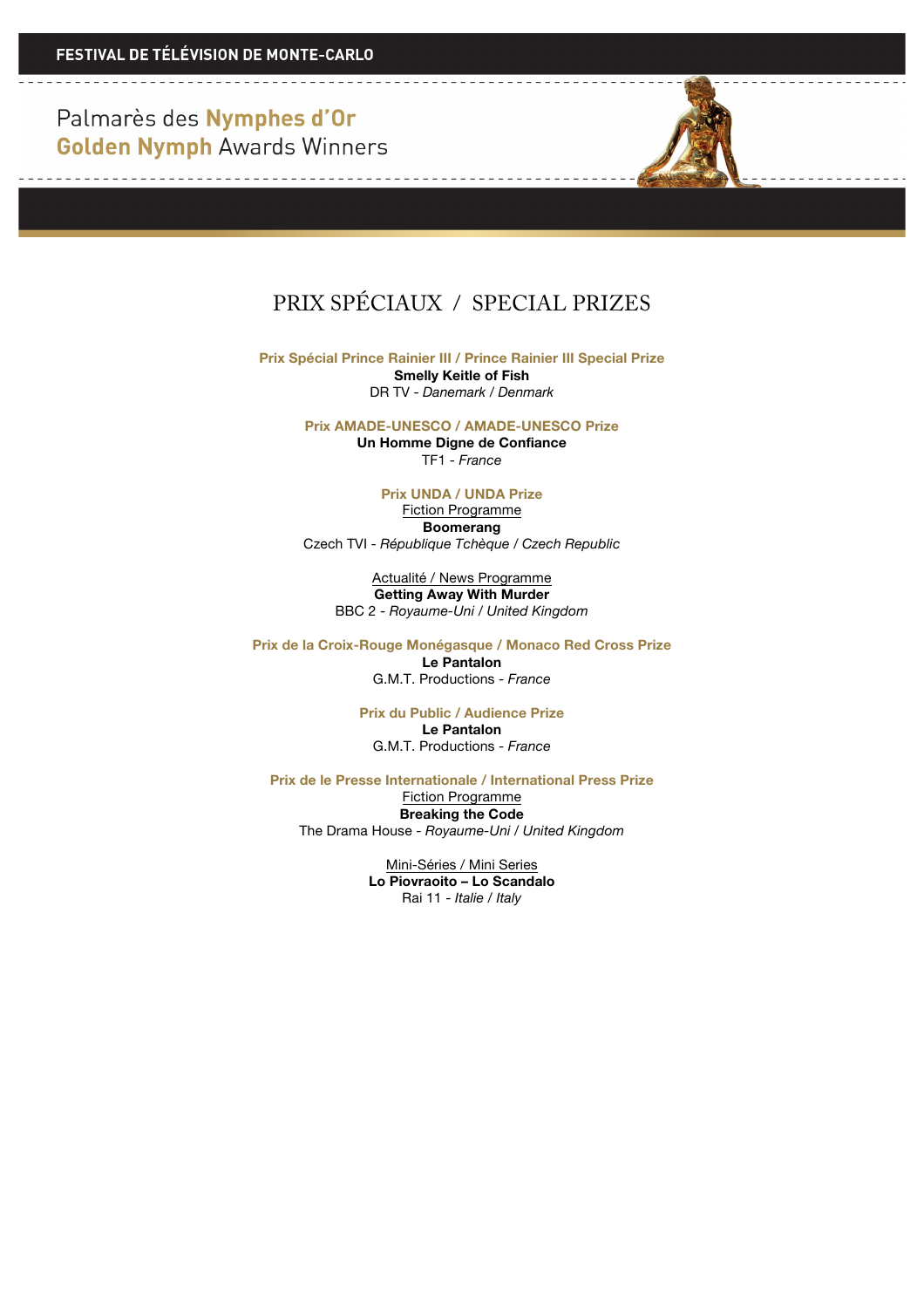FESTIVAL DE TÉLÉVISION DE MONTE-CARLO

Palmarès des **Nymphes d'Or**
**Golden Nymph** Awards Winners

# PRIX SPÉCIAUX / SPECIAL PRIZES

**Prix Spécial Prince Rainier III / Prince Rainier III Special Prize**
**Smelly Keitle of Fish**
DR TV - *Danemark / Denmark*

**Prix AMADE-UNESCO / AMADE-UNESCO Prize**
**Un Homme Digne de Confiance**
TF1 - *France*

**Prix UNDA / UNDA Prize**
Fiction Programme
**Boomerang**
Czech TVI - *République Tchèque / Czech Republic*

Actualité / News Programme
**Getting Away With Murder**
BBC 2 - *Royaume-Uni / United Kingdom*

**Prix de la Croix-Rouge Monégasque / Monaco Red Cross Prize**
**Le Pantalon**
G.M.T. Productions - *France*

**Prix du Public / Audience Prize**
**Le Pantalon**
G.M.T. Productions - *France*

**Prix de le Presse Internationale / International Press Prize**
Fiction Programme
**Breaking the Code**
The Drama House - *Royaume-Uni / United Kingdom*

Mini-Séries / Mini Series
**Lo Piovraoito – Lo Scandalo**
Rai 11 - *Italie / Italy*